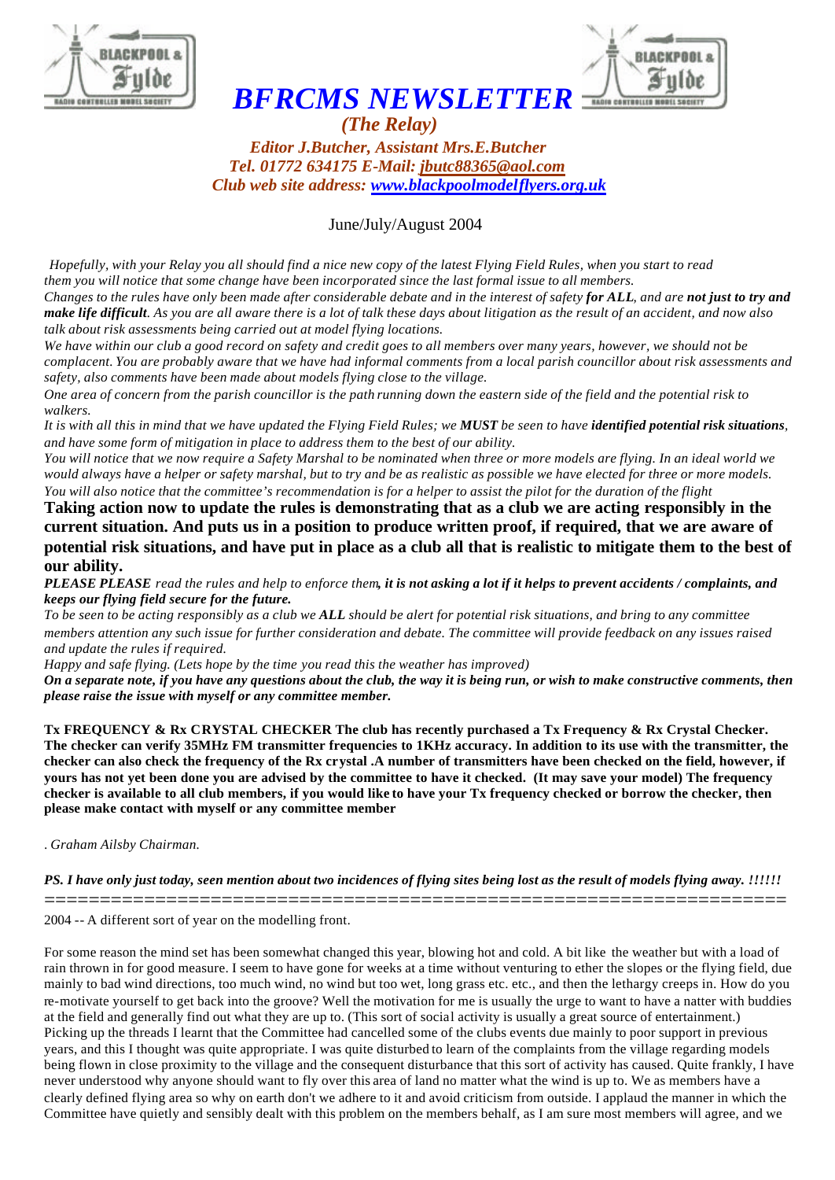# *BFRCMS NEWSLETTER*

*(The Relay)*

*Editor J.Butcher, Assistant Mrs.E.Butcher*
*Tel. 01772 634175 E-Mail: jbutc88365@aol.com*
*Club web site address: www.blackpoolmodelflyers.org.uk*

June/July/August 2004

*Hopefully, with your Relay you all should find a nice new copy of the latest Flying Field Rules, when you start to read them you will notice that some change have been incorporated since the last formal issue to all members.*
*Changes to the rules have only been made after considerable debate and in the interest of safety **for ALL**, and are **not just to try and make life difficult**. As you are all aware there is a lot of talk these days about litigation as the result of an accident, and now also talk about risk assessments being carried out at model flying locations.*
*We have within our club a good record on safety and credit goes to all members over many years, however, we should not be complacent. You are probably aware that we have had informal comments from a local parish councillor about risk assessments and safety, also comments have been made about models flying close to the village.*
*One area of concern from the parish councillor is the path running down the eastern side of the field and the potential risk to walkers.*
*It is with all this in mind that we have updated the Flying Field Rules; we **MUST** be seen to have **identified potential risk situations**, and have some form of mitigation in place to address them to the best of our ability.*
*You will notice that we now require a Safety Marshal to be nominated when three or more models are flying. In an ideal world we would always have a helper or safety marshal, but to try and be as realistic as possible we have elected for three or more models.*
*You will also notice that the committee's recommendation is for a helper to assist the pilot for the duration of the flight*
**Taking action now to update the rules is demonstrating that as a club we are acting responsibly in the current situation. And puts us in a position to produce written proof, if required, that we are aware of potential risk situations, and have put in place as a club all that is realistic to mitigate them to the best of our ability.**
***PLEASE PLEASE** read the rules and help to enforce them**, it is not asking a lot if it helps to prevent accidents / complaints, and keeps our flying field secure for the future.***
*To be seen to be acting responsibly as a club we **ALL** should be alert for potential risk situations, and bring to any committee members attention any such issue for further consideration and debate. The committee will provide feedback on any issues raised and update the rules if required.*
*Happy and safe flying. (Lets hope by the time you read this the weather has improved)*
***On a separate note, if you have any questions about the club, the way it is being run, or wish to make constructive comments, then please raise the issue with myself or any committee member.***

**Tx FREQUENCY & Rx CRYSTAL CHECKER The club has recently purchased a Tx Frequency & Rx Crystal Checker. The checker can verify 35MHz FM transmitter frequencies to 1KHz accuracy. In addition to its use with the transmitter, the checker can also check the frequency of the Rx crystal .A number of transmitters have been checked on the field, however, if yours has not yet been done you are advised by the committee to have it checked. (It may save your model) The frequency checker is available to all club members, if you would like to have your Tx frequency checked or borrow the checker, then please make contact with myself or any committee member**

*. Graham Ailsby Chairman.*

***PS. I have only just today, seen mention about two incidences of flying sites being lost as the result of models flying away. !!!!!!***

=================================================================

2004 -- A different sort of year on the modelling front.

For some reason the mind set has been somewhat changed this year, blowing hot and cold. A bit like the weather but with a load of rain thrown in for good measure. I seem to have gone for weeks at a time without venturing to ether the slopes or the flying field, due mainly to bad wind directions, too much wind, no wind but too wet, long grass etc. etc., and then the lethargy creeps in. How do you re-motivate yourself to get back into the groove? Well the motivation for me is usually the urge to want to have a natter with buddies at the field and generally find out what they are up to. (This sort of social activity is usually a great source of entertainment.) Picking up the threads I learnt that the Committee had cancelled some of the clubs events due mainly to poor support in previous years, and this I thought was quite appropriate. I was quite disturbed to learn of the complaints from the village regarding models being flown in close proximity to the village and the consequent disturbance that this sort of activity has caused. Quite frankly, I have never understood why anyone should want to fly over this area of land no matter what the wind is up to. We as members have a clearly defined flying area so why on earth don't we adhere to it and avoid criticism from outside. I applaud the manner in which the Committee have quietly and sensibly dealt with this problem on the members behalf, as I am sure most members will agree, and we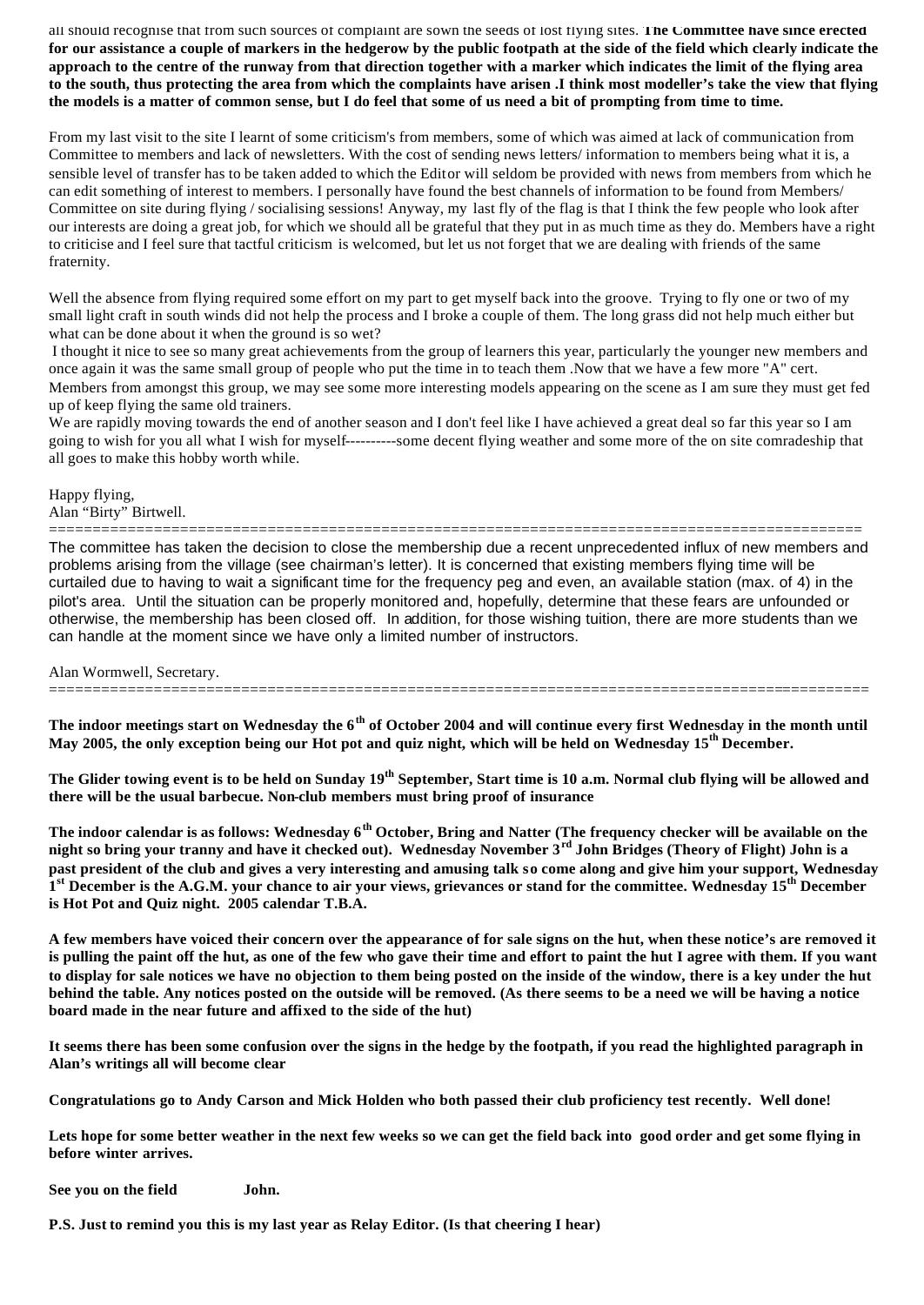all should recognise that from such sources of complaint are sown the seeds of lost flying sites. **The Committee have since erected for our assistance a couple of markers in the hedgerow by the public footpath at the side of the field which clearly indicate the approach to the centre of the runway from that direction together with a marker which indicates the limit of the flying area to the south, thus protecting the area from which the complaints have arisen .I think most modeller's take the view that flying the models is a matter of common sense, but I do feel that some of us need a bit of prompting from time to time.**

From my last visit to the site I learnt of some criticism's from members, some of which was aimed at lack of communication from Committee to members and lack of newsletters. With the cost of sending news letters/ information to members being what it is, a sensible level of transfer has to be taken added to which the Editor will seldom be provided with news from members from which he can edit something of interest to members. I personally have found the best channels of information to be found from Members/ Committee on site during flying / socialising sessions! Anyway, my last fly of the flag is that I think the few people who look after our interests are doing a great job, for which we should all be grateful that they put in as much time as they do. Members have a right to criticise and I feel sure that tactful criticism is welcomed, but let us not forget that we are dealing with friends of the same fraternity.

Well the absence from flying required some effort on my part to get myself back into the groove. Trying to fly one or two of my small light craft in south winds did not help the process and I broke a couple of them. The long grass did not help much either but what can be done about it when the ground is so wet?

I thought it nice to see so many great achievements from the group of learners this year, particularly the younger new members and once again it was the same small group of people who put the time in to teach them .Now that we have a few more "A" cert. Members from amongst this group, we may see some more interesting models appearing on the scene as I am sure they must get fed up of keep flying the same old trainers.

We are rapidly moving towards the end of another season and I don't feel like I have achieved a great deal so far this year so I am going to wish for you all what I wish for myself----------some decent flying weather and some more of the on site comradeship that all goes to make this hobby worth while.

Happy flying,
Alan "Birty" Birtwell.

==========================================================================================

The committee has taken the decision to close the membership due a recent unprecedented influx of new members and problems arising from the village (see chairman's letter). It is concerned that existing members flying time will be curtailed due to having to wait a significant time for the frequency peg and even, an available station (max. of 4) in the pilot's area. Until the situation can be properly monitored and, hopefully, determine that these fears are unfounded or otherwise, the membership has been closed off. In addition, for those wishing tuition, there are more students than we can handle at the moment since we have only a limited number of instructors.

Alan Wormwell, Secretary.

==========================================================================================

**The indoor meetings start on Wednesday the 6th of October 2004 and will continue every first Wednesday in the month until May 2005, the only exception being our Hot pot and quiz night, which will be held on Wednesday 15th December.**

**The Glider towing event is to be held on Sunday 19th September, Start time is 10 a.m. Normal club flying will be allowed and there will be the usual barbecue. Non-club members must bring proof of insurance**

**The indoor calendar is as follows: Wednesday 6th October, Bring and Natter (The frequency checker will be available on the night so bring your tranny and have it checked out). Wednesday November 3rd John Bridges (Theory of Flight) John is a past president of the club and gives a very interesting and amusing talk so come along and give him your support, Wednesday 1st December is the A.G.M. your chance to air your views, grievances or stand for the committee. Wednesday 15th December is Hot Pot and Quiz night. 2005 calendar T.B.A.**

**A few members have voiced their concern over the appearance of for sale signs on the hut, when these notice's are removed it is pulling the paint off the hut, as one of the few who gave their time and effort to paint the hut I agree with them. If you want to display for sale notices we have no objection to them being posted on the inside of the window, there is a key under the hut behind the table. Any notices posted on the outside will be removed. (As there seems to be a need we will be having a notice board made in the near future and affixed to the side of the hut)**

**It seems there has been some confusion over the signs in the hedge by the footpath, if you read the highlighted paragraph in Alan's writings all will become clear**

**Congratulations go to Andy Carson and Mick Holden who both passed their club proficiency test recently. Well done!**

**Lets hope for some better weather in the next few weeks so we can get the field back into good order and get some flying in before winter arrives.**

**See you on the field John.**

**P.S. Just to remind you this is my last year as Relay Editor. (Is that cheering I hear)**